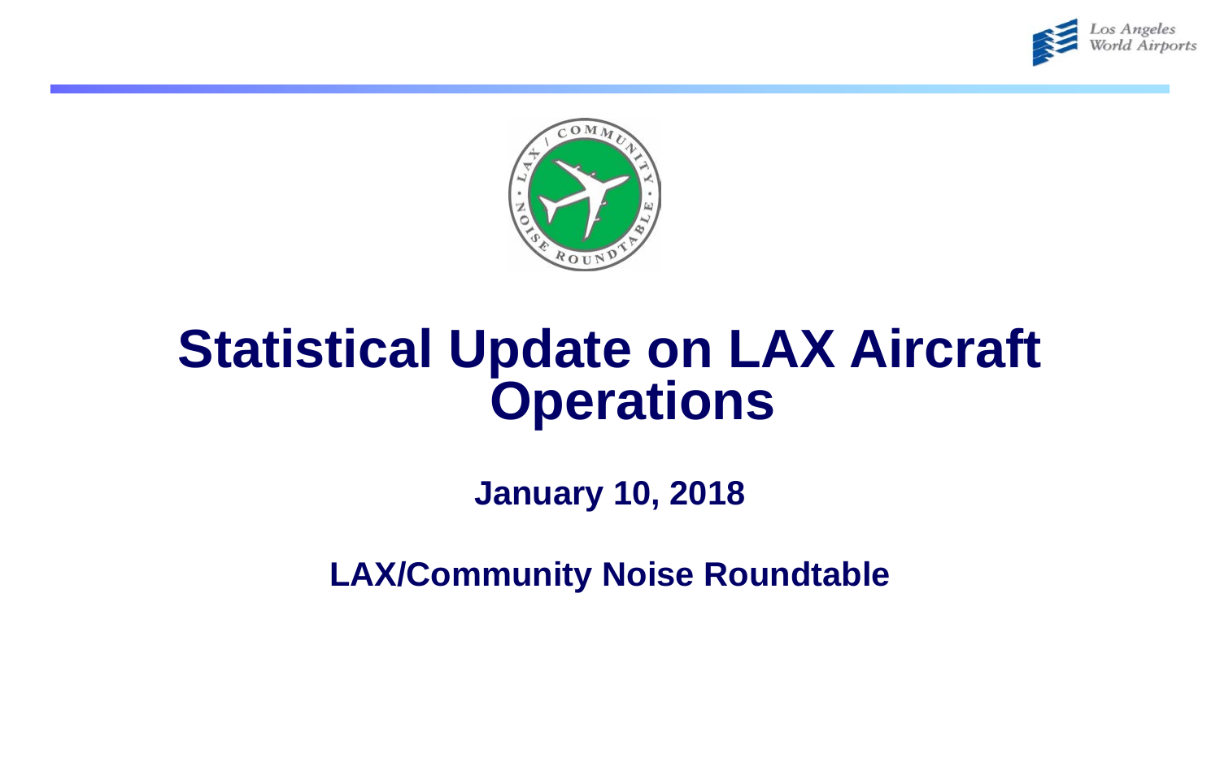# Statistical Update on LAX Aircraft Operations

**January 10, 2018**

**LAX/Community Noise Roundtable**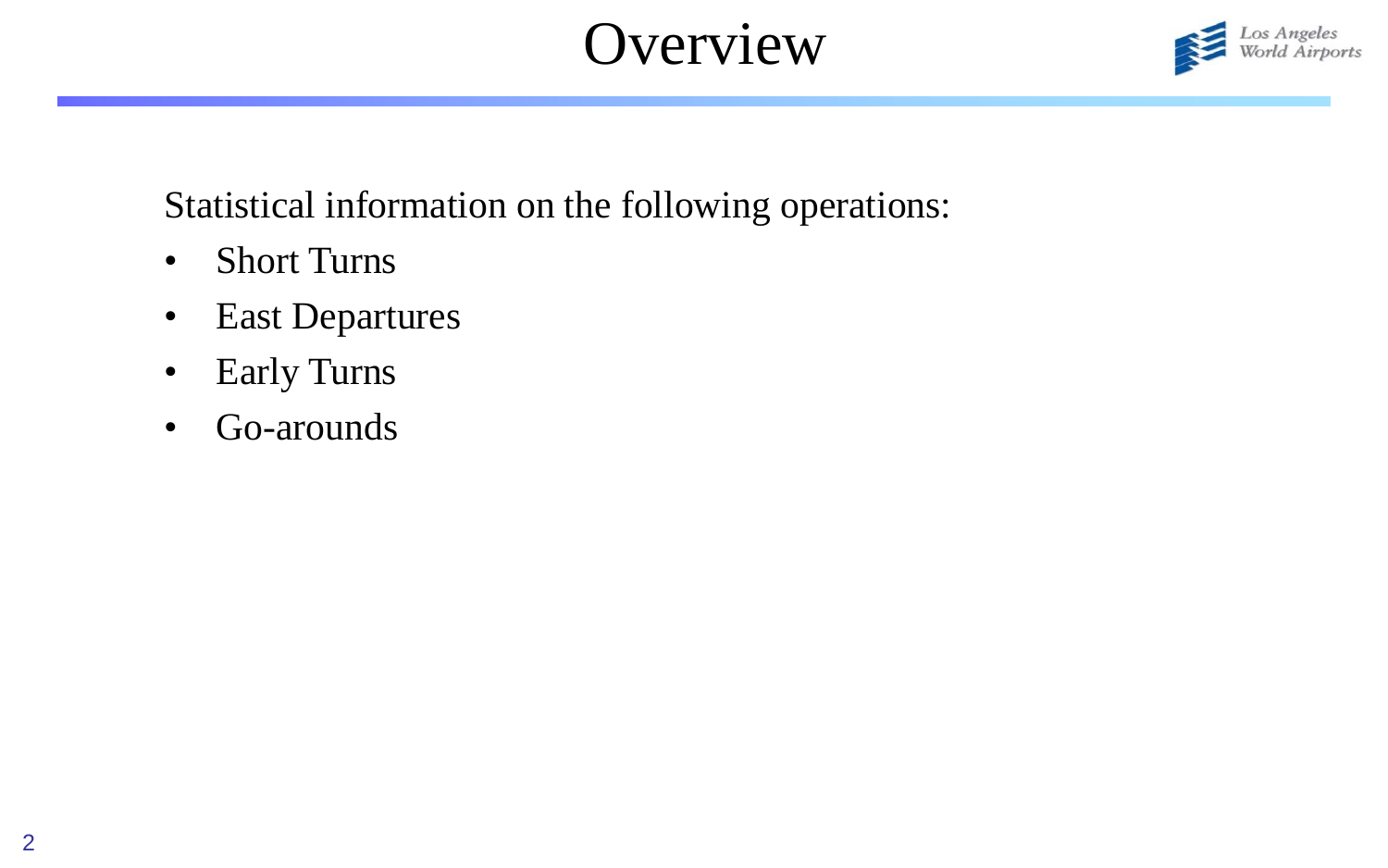# Overview

Statistical information on the following operations:

- Short Turns
- East Departures
- Early Turns
- Go-arounds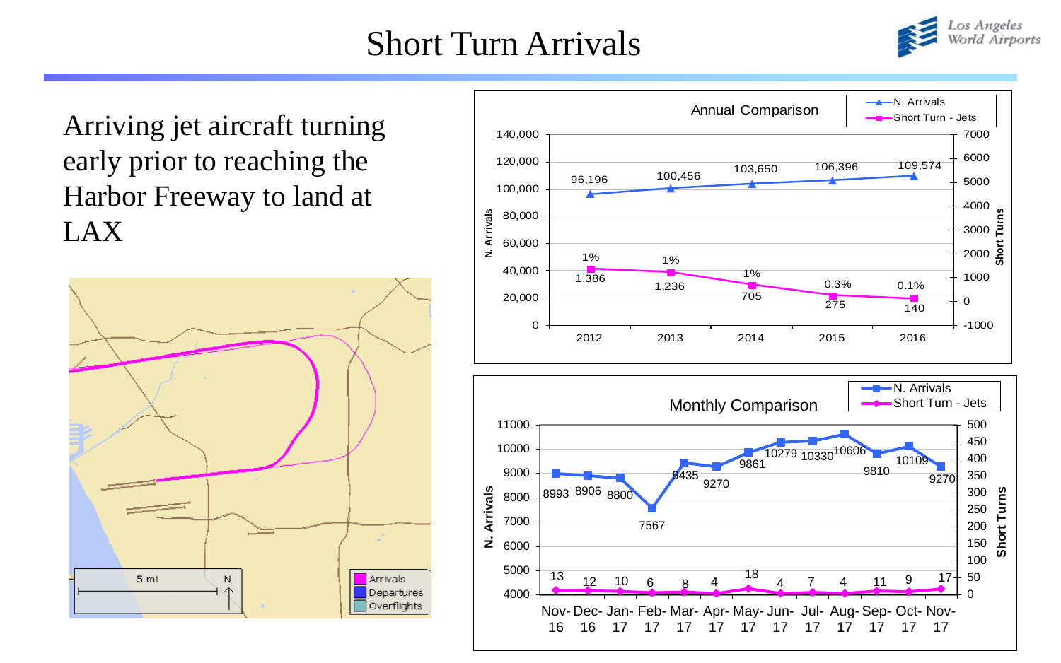# Short Turn Arrivals

Arriving jet aircraft turning early prior to reaching the Harbor Freeway to land at LAX

Arrivals
Departures
Overflights

5 mi

**Annual Comparison**

| Year | N. Arrivals | Short Turn - Jets | % |
|---|---|---|---|
| 2012 | 96,196 | 1,386 | 1% |
| 2013 | 100,456 | 1,236 | 1% |
| 2014 | 103,650 | 705 | 1% |
| 2015 | 106,396 | 275 | 0.3% |
| 2016 | 109,574 | 140 | 0.1% |

**Monthly Comparison**

| Month | N. Arrivals | Short Turn - Jets |
|---|---|---|
| Nov-16 | 8993 | 13 |
| Dec-16 | 8906 | 12 |
| Jan-17 | 8800 | 10 |
| Feb-17 | 7567 | 6 |
| Mar-17 | 9435 | 8 |
| Apr-17 | 9270 | 4 |
| May-17 | 9861 | 18 |
| Jun-17 | 10279 | 4 |
| Jul-17 | 10330 | 7 |
| Aug-17 | 10606 | 4 |
| Sep-17 | 9810 | 11 |
| Oct-17 | 10109 | 9 |
| Nov-17 | 9270 | 17 |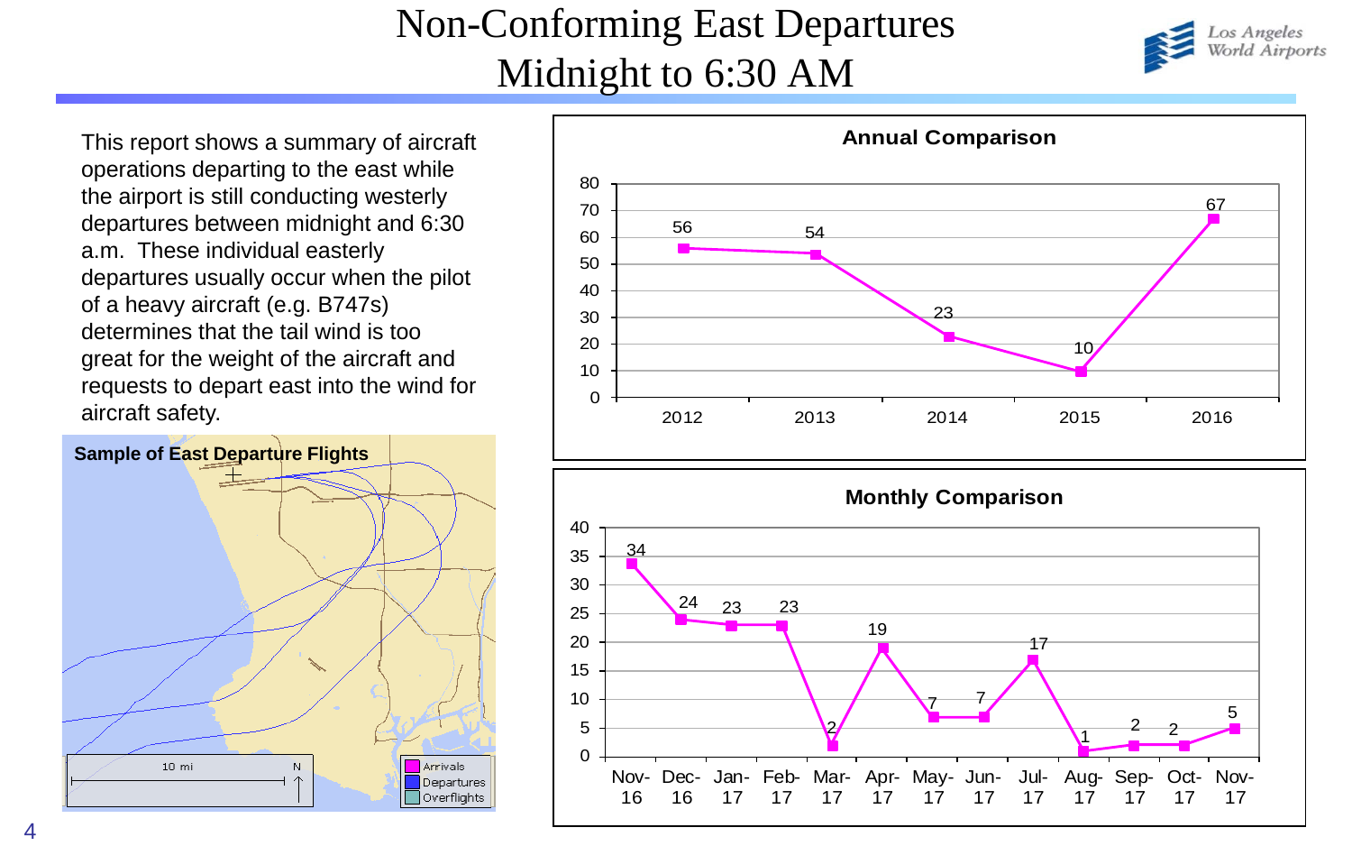# Non-Conforming East Departures
# Midnight to 6:30 AM

Los Angeles World Airports

This report shows a summary of aircraft operations departing to the east while the airport is still conducting westerly departures between midnight and 6:30 a.m. These individual easterly departures usually occur when the pilot of a heavy aircraft (e.g. B747s) determines that the tail wind is too great for the weight of the aircraft and requests to depart east into the wind for aircraft safety.

**Sample of East Departure Flights**

10 mi | N

Arrivals | Departures | Overflights

**Annual Comparison**

| Year | Count |
|---|---|
| 2012 | 56 |
| 2013 | 54 |
| 2014 | 23 |
| 2015 | 10 |
| 2016 | 67 |

**Monthly Comparison**

| Month | Count |
|---|---|
| Nov-16 | 34 |
| Dec-16 | 24 |
| Jan-17 | 23 |
| Feb-17 | 23 |
| Mar-17 | 2 |
| Apr-17 | 19 |
| May-17 | 7 |
| Jun-17 | 7 |
| Jul-17 | 17 |
| Aug-17 | 1 |
| Sep-17 | 2 |
| Oct-17 | 2 |
| Nov-17 | 5 |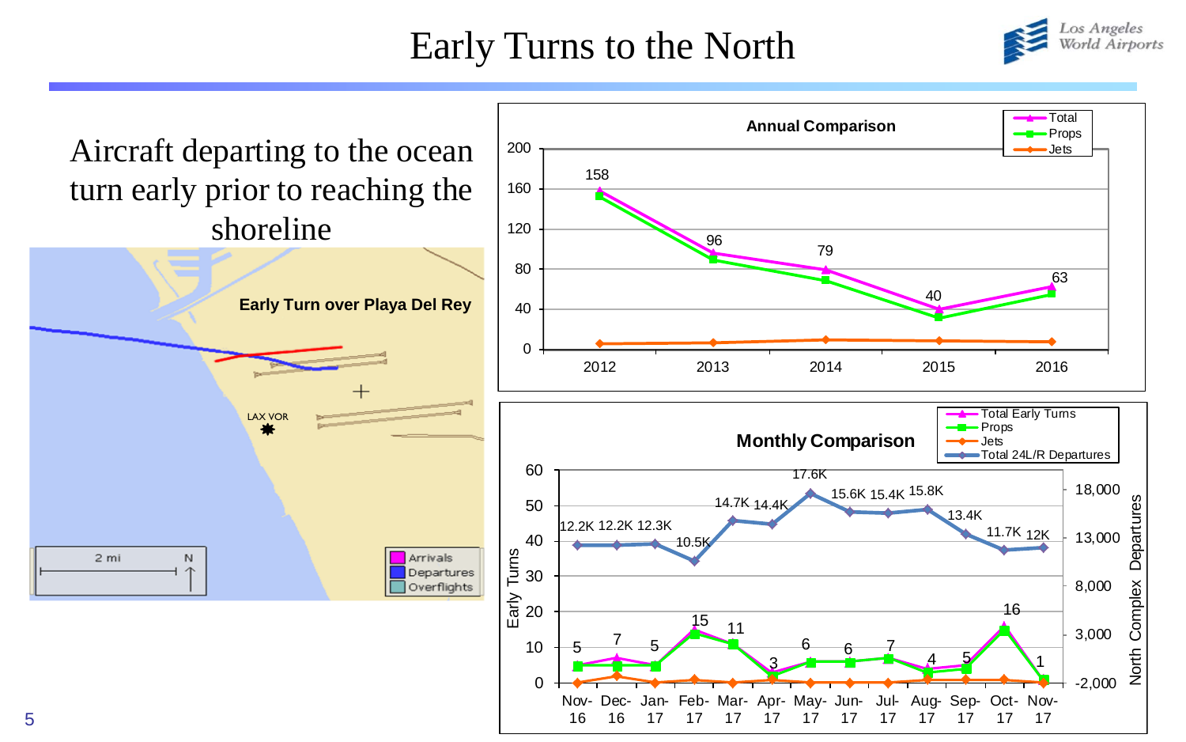# Early Turns to the North

Aircraft departing to the ocean turn early prior to reaching the shoreline

Early Turn over Playa Del Rey

LAX VOR

2 mi N

Arrivals
Departures
Overflights

**Annual Comparison**

| Year | Total | Props | Jets |
|---|---|---|---|
| 2012 | 158 | | |
| 2013 | 96 | | |
| 2014 | 79 | | |
| 2015 | 40 | | |
| 2016 | 63 | | |

**Monthly Comparison**

| Month | Total Early Turns | Total 24L/R Departures |
|---|---|---|
| Nov-16 | 5 | 12.2K |
| Dec-16 | 7 | 12.2K |
| Jan-17 | 5 | 12.3K |
| Feb-17 | 15 | 10.5K |
| Mar-17 | 11 | 14.7K |
| Apr-17 | 3 | 14.4K |
| May-17 | 6 | 17.6K |
| Jun-17 | 6 | 15.6K |
| Jul-17 | 7 | 15.4K |
| Aug-17 | 4 | 15.8K |
| Sep-17 | 5 | 13.4K |
| Oct-17 | 16 | 11.7K |
| Nov-17 | 1 | 12K |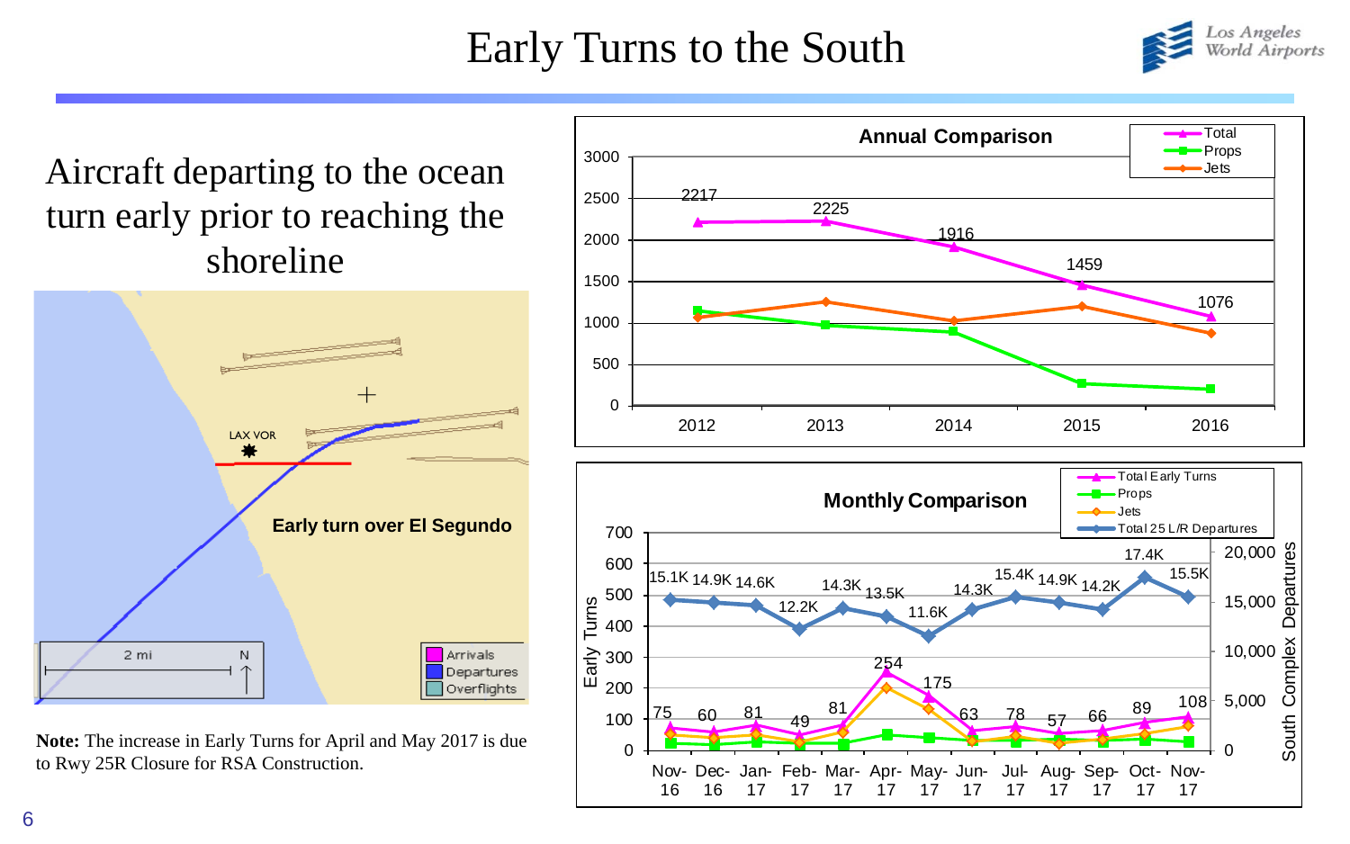# Early Turns to the South

Aircraft departing to the ocean turn early prior to reaching the shoreline

LAX VOR

Early turn over El Segundo

2 mi

N

Arrivals
Departures
Overflights

**Note:** The increase in Early Turns for April and May 2017 is due to Rwy 25R Closure for RSA Construction.

**Annual Comparison**

| Year | Total |
|---|---|
| 2012 | 2217 |
| 2013 | 2225 |
| 2014 | 1916 |
| 2015 | 1459 |
| 2016 | 1076 |

Legend: Total, Props, Jets

**Monthly Comparison**

| Month | Total Early Turns | Total 25 L/R Departures |
|---|---|---|
| Nov-16 | 75 | 15.1K |
| Dec-16 | 60 | 14.9K |
| Jan-17 | 81 | 14.6K |
| Feb-17 | 49 | 12.2K |
| Mar-17 | 81 | 14.3K |
| Apr-17 | 254 | 13.5K |
| May-17 | 175 | 11.6K |
| Jun-17 | 63 | 14.3K |
| Jul-17 | 78 | 15.4K |
| Aug-17 | 57 | 14.9K |
| Sep-17 | 66 | 14.2K |
| Oct-17 | 89 | 17.4K |
| Nov-17 | 108 | 15.5K |

Legend: Total Early Turns, Props, Jets, Total 25 L/R Departures

Axes: Early Turns; South Complex Departures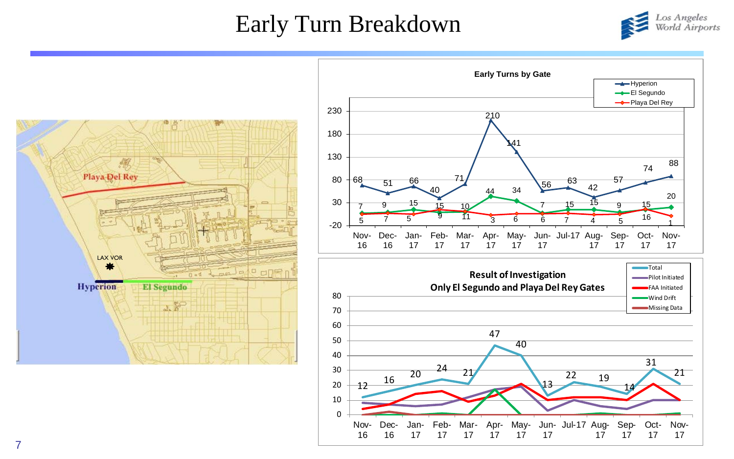# Early Turn Breakdown

**Early Turns by Gate**

| Month | Hyperion | El Segundo | Playa Del Rey |
|---|---|---|---|
| Nov-16 | 68 | 7 | 5 |
| Dec-16 | 51 | 9 | 7 |
| Jan-17 | 66 | 15 | 5 |
| Feb-17 | 40 | 9 | 15 |
| Mar-17 | 71 | 10 | 11 |
| Apr-17 | 210 | 44 | 3 |
| May-17 | 141 | 34 | 6 |
| Jun-17 | 56 | 7 | 6 |
| Jul-17 | 63 | 15 | 7 |
| Aug-17 | 42 | 15 | 4 |
| Sep-17 | 57 | 9 | 5 |
| Oct-17 | 74 | 15 | 16 |
| Nov-17 | 88 | 20 | 1 |

**Result of Investigation**
**Only El Segundo and Playa Del Rey Gates**

| Month | Total |
|---|---|
| Nov-16 | 12 |
| Dec-16 | 16 |
| Jan-17 | 20 |
| Feb-17 | 24 |
| Mar-17 | 21 |
| Apr-17 | 47 |
| May-17 | 40 |
| Jun-17 | 13 |
| Jul-17 | 22 |
| Aug-17 | 19 |
| Sep-17 | 14 |
| Oct-17 | 31 |
| Nov-17 | 21 |

Legend: Total, Pilot Initiated, FAA Initiated, Wind Drift, Missing Data

Map labels: Playa Del Rey, LAX VOR, Hyperion, El Segundo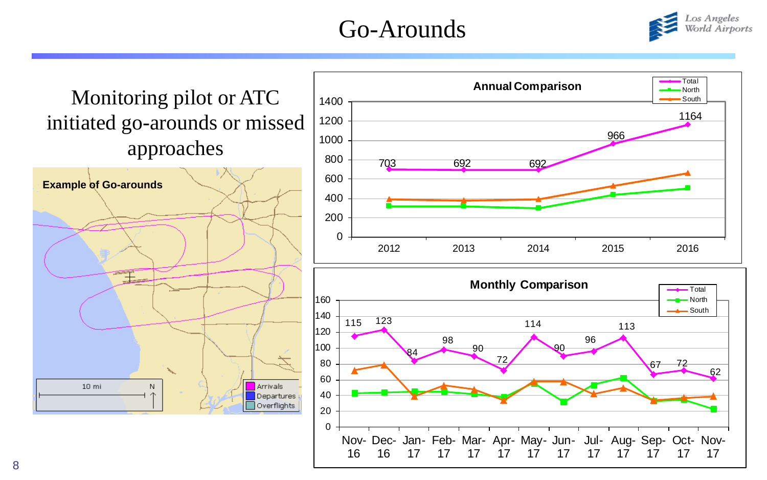# Go-Arounds

Monitoring pilot or ATC initiated go-arounds or missed approaches

**Example of Go-arounds**

10 mi N

Arrivals
Departures
Overflights

**Annual Comparison**

| Year | Total |
|---|---|
| 2012 | 703 |
| 2013 | 692 |
| 2014 | 692 |
| 2015 | 966 |
| 2016 | 1164 |

**Monthly Comparison**

| Month | Total |
|---|---|
| Nov-16 | 115 |
| Dec-16 | 123 |
| Jan-17 | 84 |
| Feb-17 | 98 |
| Mar-17 | 90 |
| Apr-17 | 72 |
| May-17 | 114 |
| Jun-17 | 90 |
| Jul-17 | 96 |
| Aug-17 | 113 |
| Sep-17 | 67 |
| Oct-17 | 72 |
| Nov-17 | 62 |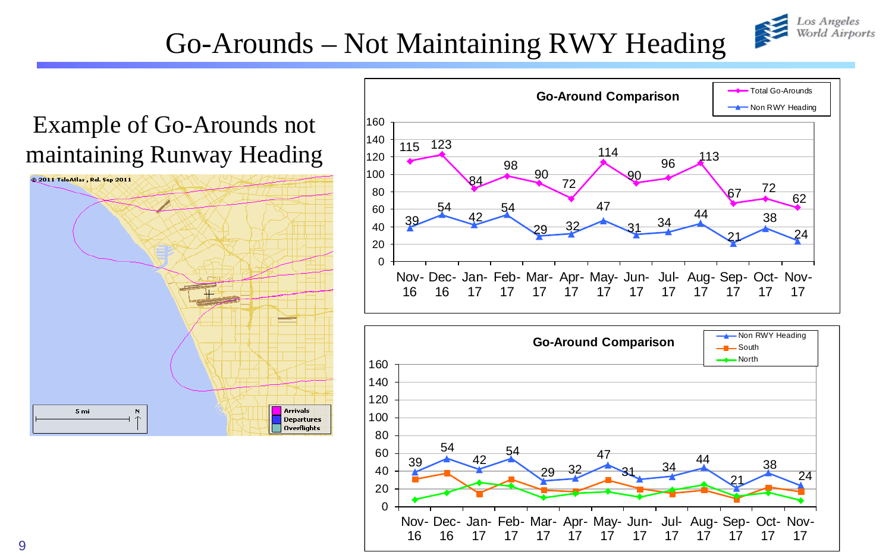# Go-Arounds – Not Maintaining RWY Heading

Los Angeles World Airports

Example of Go-Arounds not maintaining Runway Heading

© 2011 TeleAtlas, Rel. Sep 2011

5 mi

N

Arrivals
Departures
Overflights

Go-Around Comparison

Total Go-Arounds
Non RWY Heading

160
140
120
100
80
60
40
20
0

115 123 84 98 90 72 114 90 96 113 67 72 62

39 54 42 54 29 32 47 31 34 44 21 38 24

Nov-16 Dec-16 Jan-17 Feb-17 Mar-17 Apr-17 May-17 Jun-17 Jul-17 Aug-17 Sep-17 Oct-17 Nov-17

Go-Around Comparison

Non RWY Heading
South
North

160
140
120
100
80
60
40
20
0

39 54 42 54 29 32 47 31 34 44 21 38 24

Nov-16 Dec-16 Jan-17 Feb-17 Mar-17 Apr-17 May-17 Jun-17 Jul-17 Aug-17 Sep-17 Oct-17 Nov-17